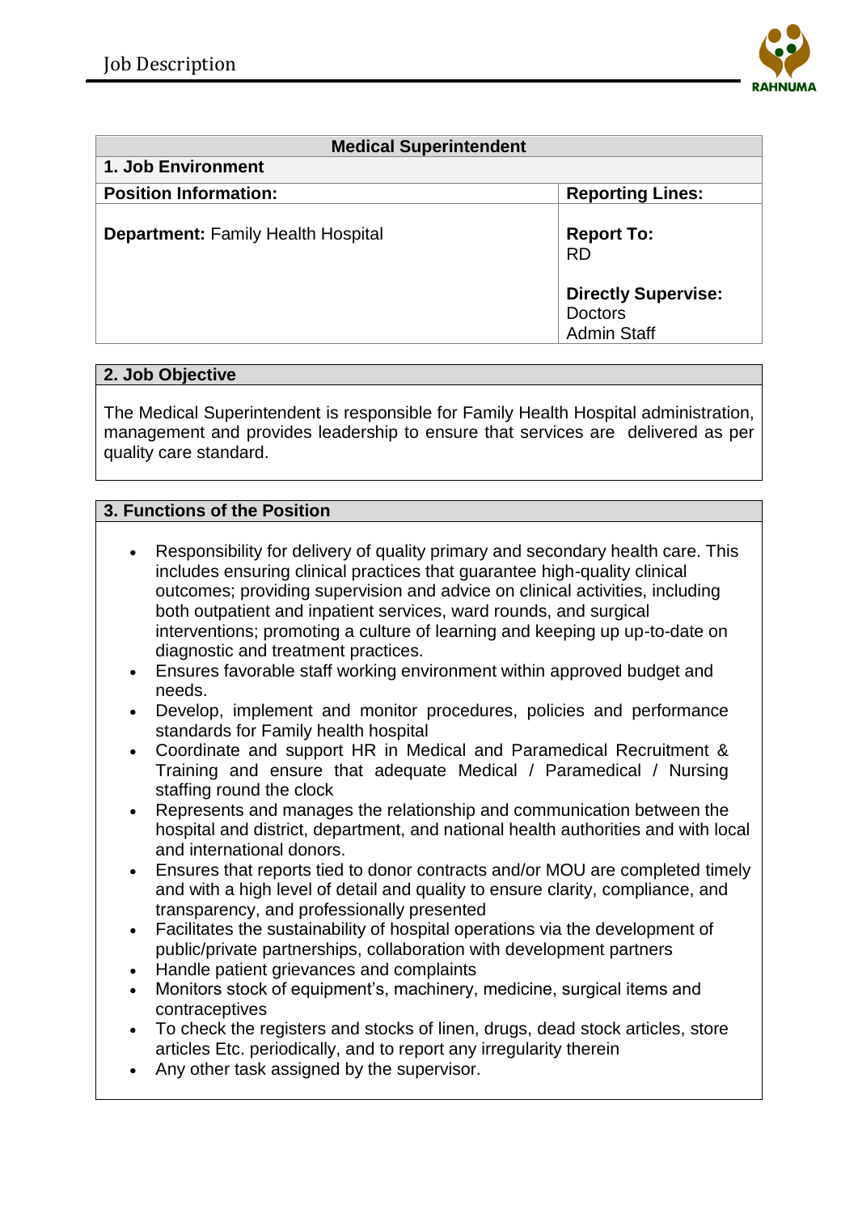Job Description

RAHNUMA

| Medical Superintendent | |
|---|---|
| **1. Job Environment** | |
| **Position Information:** | **Reporting Lines:** |
| **Department:** Family Health Hospital | **Report To:** RD<br><br>**Directly Supervise:** Doctors<br>Admin Staff |

## 2. Job Objective

The Medical Superintendent is responsible for Family Health Hospital administration, management and provides leadership to ensure that services are delivered as per quality care standard.

## 3. Functions of the Position

- Responsibility for delivery of quality primary and secondary health care. This includes ensuring clinical practices that guarantee high-quality clinical outcomes; providing supervision and advice on clinical activities, including both outpatient and inpatient services, ward rounds, and surgical interventions; promoting a culture of learning and keeping up up-to-date on diagnostic and treatment practices.
- Ensures favorable staff working environment within approved budget and needs.
- Develop, implement and monitor procedures, policies and performance standards for Family health hospital
- Coordinate and support HR in Medical and Paramedical Recruitment & Training and ensure that adequate Medical / Paramedical / Nursing staffing round the clock
- Represents and manages the relationship and communication between the hospital and district, department, and national health authorities and with local and international donors.
- Ensures that reports tied to donor contracts and/or MOU are completed timely and with a high level of detail and quality to ensure clarity, compliance, and transparency, and professionally presented
- Facilitates the sustainability of hospital operations via the development of public/private partnerships, collaboration with development partners
- Handle patient grievances and complaints
- Monitors stock of equipment's, machinery, medicine, surgical items and contraceptives
- To check the registers and stocks of linen, drugs, dead stock articles, store articles Etc. periodically, and to report any irregularity therein
- Any other task assigned by the supervisor.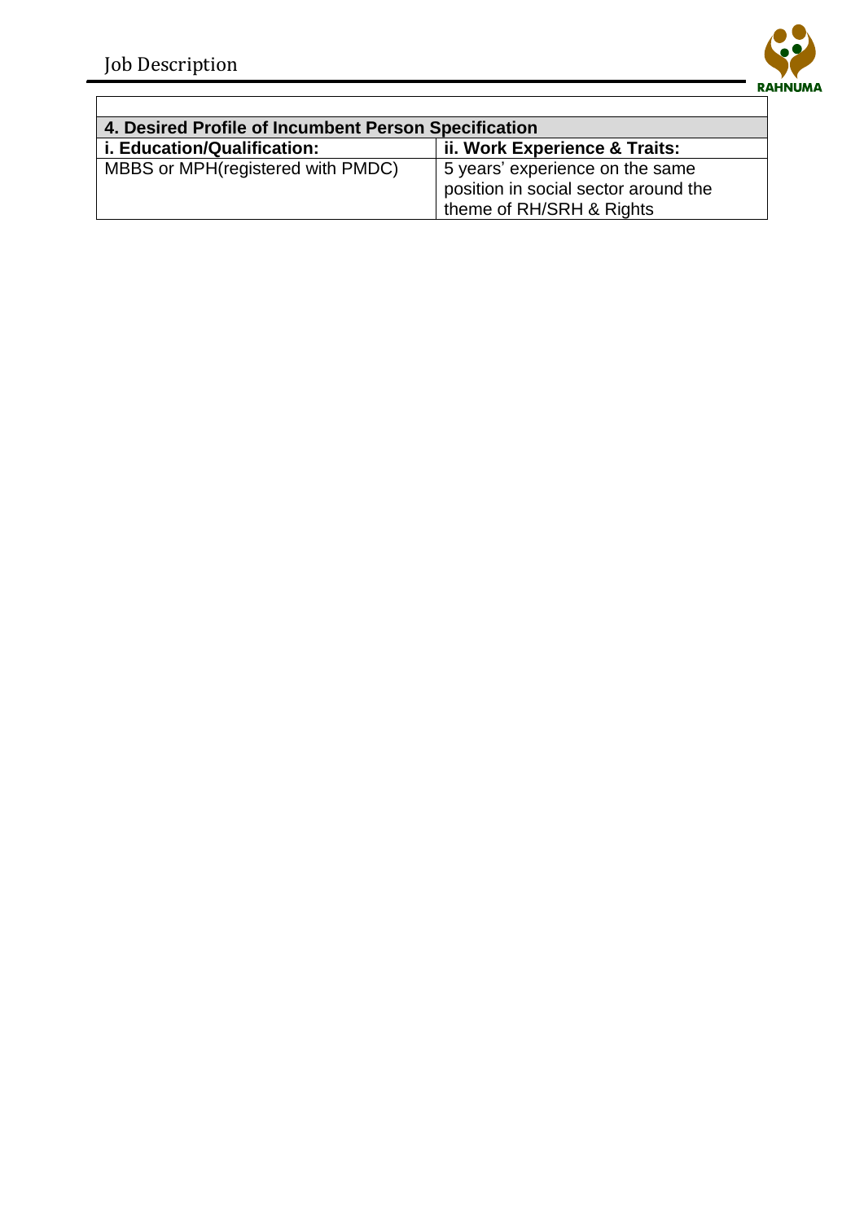| | |
|---|---|
| **4. Desired Profile of Incumbent Person Specification** | |
| **i. Education/Qualification:** | **ii. Work Experience & Traits:** |
| MBBS or MPH(registered with PMDC) | 5 years' experience on the same position in social sector around the theme of RH/SRH & Rights |